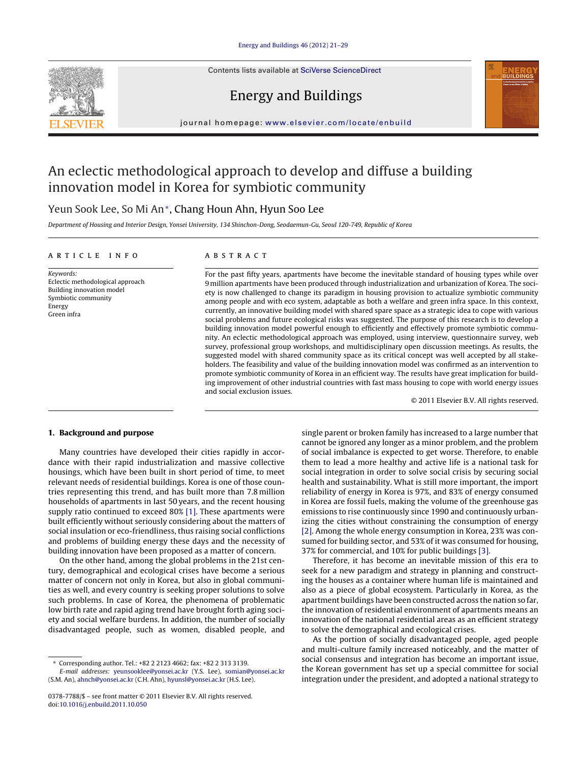# An eclectic methodological approach to develop and diffuse a building innovation model in Korea for symbiotic community

Yeun Sook Lee, So Mi An*, Chang Houn Ahn, Hyun Soo Lee

*Department of Housing and Interior Design, Yonsei University, 134 Shinchon-Dong, Seodaemun-Gu, Seoul 120-749, Republic of Korea*

## ARTICLE INFO

*Keywords:*
Eclectic methodological approach
Building innovation model
Symbiotic community
Energy
Green infra

## ABSTRACT

For the past fifty years, apartments have become the inevitable standard of housing types while over 9 million apartments have been produced through industrialization and urbanization of Korea. The society is now challenged to change its paradigm in housing provision to actualize symbiotic community among people and with eco system, adaptable as both a welfare and green infra space. In this context, currently, an innovative building model with shared spare space as a strategic idea to cope with various social problems and future ecological risks was suggested. The purpose of this research is to develop a building innovation model powerful enough to efficiently and effectively promote symbiotic community. An eclectic methodological approach was employed, using interview, questionnaire survey, web survey, professional group workshops, and multidisciplinary open discussion meetings. As results, the suggested model with shared community space as its critical concept was well accepted by all stakeholders. The feasibility and value of the building innovation model was confirmed as an intervention to promote symbiotic community of Korea in an efficient way. The results have great implication for building improvement of other industrial countries with fast mass housing to cope with world energy issues and social exclusion issues.

© 2011 Elsevier B.V. All rights reserved.

## 1. Background and purpose

Many countries have developed their cities rapidly in accordance with their rapid industrialization and massive collective housings, which have been built in short period of time, to meet relevant needs of residential buildings. Korea is one of those countries representing this trend, and has built more than 7.8 million households of apartments in last 50 years, and the recent housing supply ratio continued to exceed 80% [1]. These apartments were built efficiently without seriously considering about the matters of social insulation or eco-friendliness, thus raising social conflictions and problems of building energy these days and the necessity of building innovation have been proposed as a matter of concern.

On the other hand, among the global problems in the 21st century, demographical and ecological crises have become a serious matter of concern not only in Korea, but also in global communities as well, and every country is seeking proper solutions to solve such problems. In case of Korea, the phenomena of problematic low birth rate and rapid aging trend have brought forth aging society and social welfare burdens. In addition, the number of socially disadvantaged people, such as women, disabled people, and single parent or broken family has increased to a large number that cannot be ignored any longer as a minor problem, and the problem of social imbalance is expected to get worse. Therefore, to enable them to lead a more healthy and active life is a national task for social integration in order to solve social crisis by securing social health and sustainability. What is still more important, the import reliability of energy in Korea is 97%, and 83% of energy consumed in Korea are fossil fuels, making the volume of the greenhouse gas emissions to rise continuously since 1990 and continuously urbanizing the cities without constraining the consumption of energy [2]. Among the whole energy consumption in Korea, 23% was consumed for building sector, and 53% of it was consumed for housing, 37% for commercial, and 10% for public buildings [3].

Therefore, it has become an inevitable mission of this era to seek for a new paradigm and strategy in planning and constructing the houses as a container where human life is maintained and also as a piece of global ecosystem. Particularly in Korea, as the apartment buildings have been constructed across the nation so far, the innovation of residential environment of apartments means an innovation of the national residential areas as an efficient strategy to solve the demographical and ecological crises.

As the portion of socially disadvantaged people, aged people and multi-culture family increased noticeably, and the matter of social consensus and integration has become an important issue, the Korean government has set up a special committee for social integration under the president, and adopted a national strategy to

\* Corresponding author. Tel.: +82 2 2123 4662; fax: +82 2 313 3139.
*E-mail addresses:* yeunsooklee@yonsei.ac.kr (Y.S. Lee), somian@yonsei.ac.kr (S.M. An), ahnch@yonsei.ac.kr (C.H. Ahn), hyunsl@yonsei.ac.kr (H.S. Lee).

0378-7788/$ – see front matter © 2011 Elsevier B.V. All rights reserved.
doi:10.1016/j.enbuild.2011.10.050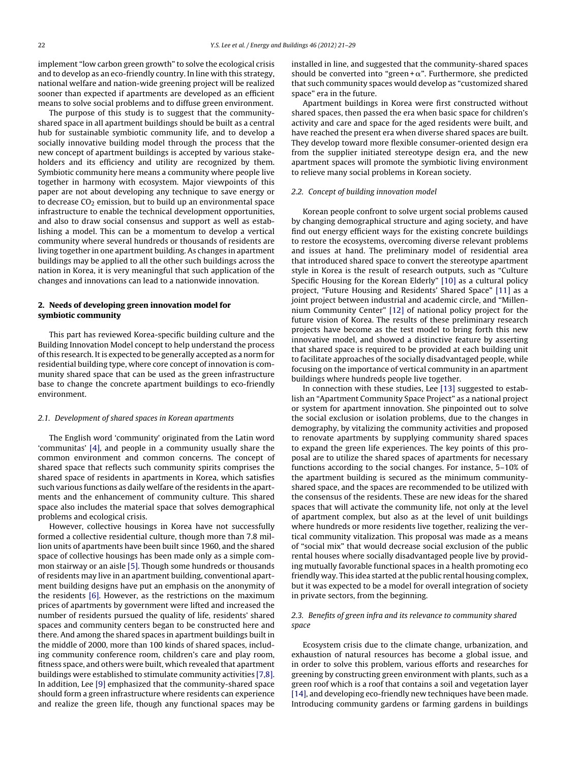implement "low carbon green growth" to solve the ecological crisis and to develop as an eco-friendly country. In line with this strategy, national welfare and nation-wide greening project will be realized sooner than expected if apartments are developed as an efficient means to solve social problems and to diffuse green environment.

The purpose of this study is to suggest that the community-shared space in all apartment buildings should be built as a central hub for sustainable symbiotic community life, and to develop a socially innovative building model through the process that the new concept of apartment buildings is accepted by various stakeholders and its efficiency and utility are recognized by them. Symbiotic community here means a community where people live together in harmony with ecosystem. Major viewpoints of this paper are not about developing any technique to save energy or to decrease $CO_2$ emission, but to build up an environmental space infrastructure to enable the technical development opportunities, and also to draw social consensus and support as well as establishing a model. This can be a momentum to develop a vertical community where several hundreds or thousands of residents are living together in one apartment building. As changes in apartment buildings may be applied to all the other such buildings across the nation in Korea, it is very meaningful that such application of the changes and innovations can lead to a nationwide innovation.

## 2. Needs of developing green innovation model for symbiotic community

This part has reviewed Korea-specific building culture and the Building Innovation Model concept to help understand the process of this research. It is expected to be generally accepted as a norm for residential building type, where core concept of innovation is community shared space that can be used as the green infrastructure base to change the concrete apartment buildings to eco-friendly environment.

### 2.1. Development of shared spaces in Korean apartments

The English word 'community' originated from the Latin word 'communitas' [4], and people in a community usually share the common environment and common concerns. The concept of shared space that reflects such community spirits comprises the shared space of residents in apartments in Korea, which satisfies such various functions as daily welfare of the residents in the apartments and the enhancement of community culture. This shared space also includes the material space that solves demographical problems and ecological crisis.

However, collective housings in Korea have not successfully formed a collective residential culture, though more than 7.8 million units of apartments have been built since 1960, and the shared space of collective housings has been made only as a simple common stairway or an aisle [5]. Though some hundreds or thousands of residents may live in an apartment building, conventional apartment building designs have put an emphasis on the anonymity of the residents [6]. However, as the restrictions on the maximum prices of apartments by government were lifted and increased the number of residents pursued the quality of life, residents' shared spaces and community centers began to be constructed here and there. And among the shared spaces in apartment buildings built in the middle of 2000, more than 100 kinds of shared spaces, including community conference room, children's care and play room, fitness space, and others were built, which revealed that apartment buildings were established to stimulate community activities [7,8]. In addition, Lee [9] emphasized that the community-shared space should form a green infrastructure where residents can experience and realize the green life, though any functional spaces may be installed in line, and suggested that the community-shared spaces should be converted into "green + $\alpha$". Furthermore, she predicted that such community spaces would develop as "customized shared space" era in the future.

Apartment buildings in Korea were first constructed without shared spaces, then passed the era when basic space for children's activity and care and space for the aged residents were built, and have reached the present era when diverse shared spaces are built. They develop toward more flexible consumer-oriented design era from the supplier initiated stereotype design era, and the new apartment spaces will promote the symbiotic living environment to relieve many social problems in Korean society.

### 2.2. Concept of building innovation model

Korean people confront to solve urgent social problems caused by changing demographical structure and aging society, and have find out energy efficient ways for the existing concrete buildings to restore the ecosystems, overcoming diverse relevant problems and issues at hand. The preliminary model of residential area that introduced shared space to convert the stereotype apartment style in Korea is the result of research outputs, such as "Culture Specific Housing for the Korean Elderly" [10] as a cultural policy project, "Future Housing and Residents' Shared Space" [11] as a joint project between industrial and academic circle, and "Millennium Community Center" [12] of national policy project for the future vision of Korea. The results of these preliminary research projects have become as the test model to bring forth this new innovative model, and showed a distinctive feature by asserting that shared space is required to be provided at each building unit to facilitate approaches of the socially disadvantaged people, while focusing on the importance of vertical community in an apartment buildings where hundreds people live together.

In connection with these studies, Lee [13] suggested to establish an "Apartment Community Space Project" as a national project or system for apartment innovation. She pinpointed out to solve the social exclusion or isolation problems, due to the changes in demography, by vitalizing the community activities and proposed to renovate apartments by supplying community shared spaces to expand the green life experiences. The key points of this proposal are to utilize the shared spaces of apartments for necessary functions according to the social changes. For instance, 5–10% of the apartment building is secured as the minimum community-shared space, and the spaces are recommended to be utilized with the consensus of the residents. These are new ideas for the shared spaces that will activate the community life, not only at the level of apartment complex, but also as at the level of unit buildings where hundreds or more residents live together, realizing the vertical community vitalization. This proposal was made as a means of "social mix" that would decrease social exclusion of the public rental houses where socially disadvantaged people live by providing mutually favorable functional spaces in a health promoting eco friendly way. This idea started at the public rental housing complex, but it was expected to be a model for overall integration of society in private sectors, from the beginning.

### 2.3. Benefits of green infra and its relevance to community shared space

Ecosystem crisis due to the climate change, urbanization, and exhaustion of natural resources has become a global issue, and in order to solve this problem, various efforts and researches for greening by constructing green environment with plants, such as a green roof which is a roof that contains a soil and vegetation layer [14], and developing eco-friendly new techniques have been made. Introducing community gardens or farming gardens in buildings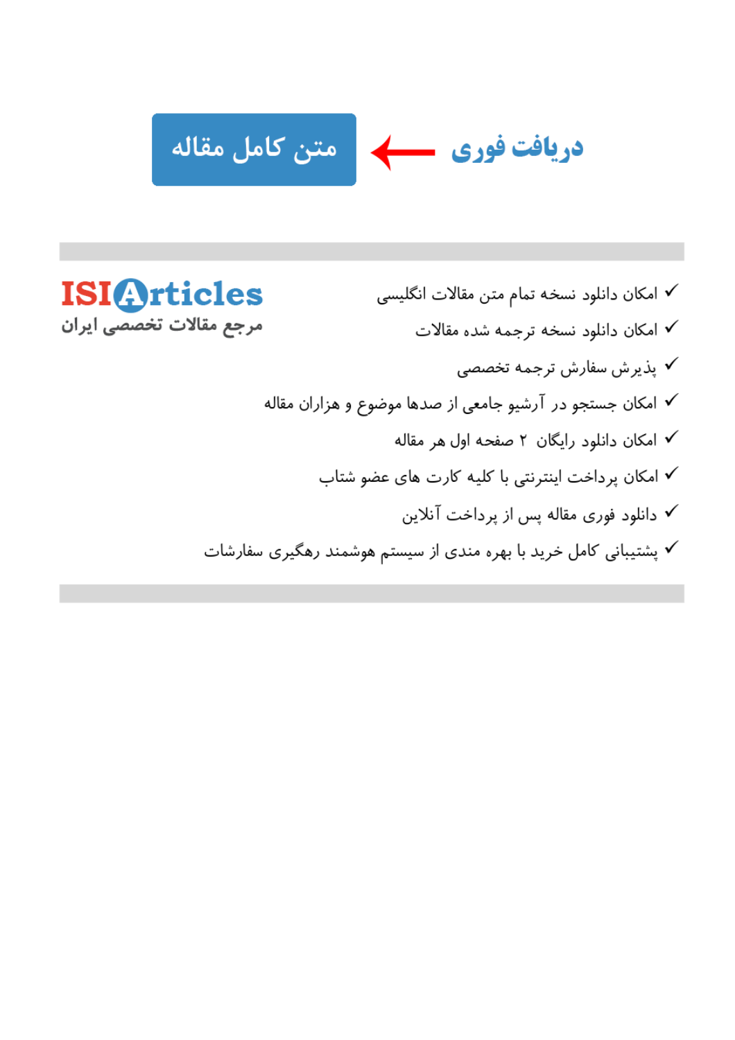دریافت فوری ← متن کامل مقاله

ISIArticles
مرجع مقالات تخصصی ایران

- ✓ امکان دانلود نسخه تمام متن مقالات انگلیسی
- ✓ امکان دانلود نسخه ترجمه شده مقالات
- ✓ پذیرش سفارش ترجمه تخصصی
- ✓ امکان جستجو در آرشیو جامعی از صدها موضوع و هزاران مقاله
- ✓ امکان دانلود رایگان ۲ صفحه اول هر مقاله
- ✓ امکان پرداخت اینترنتی با کلیه کارت های عضو شتاب
- ✓ دانلود فوری مقاله پس از پرداخت آنلاین
- ✓ پشتیبانی کامل خرید با بهره مندی از سیستم هوشمند رهگیری سفارشات